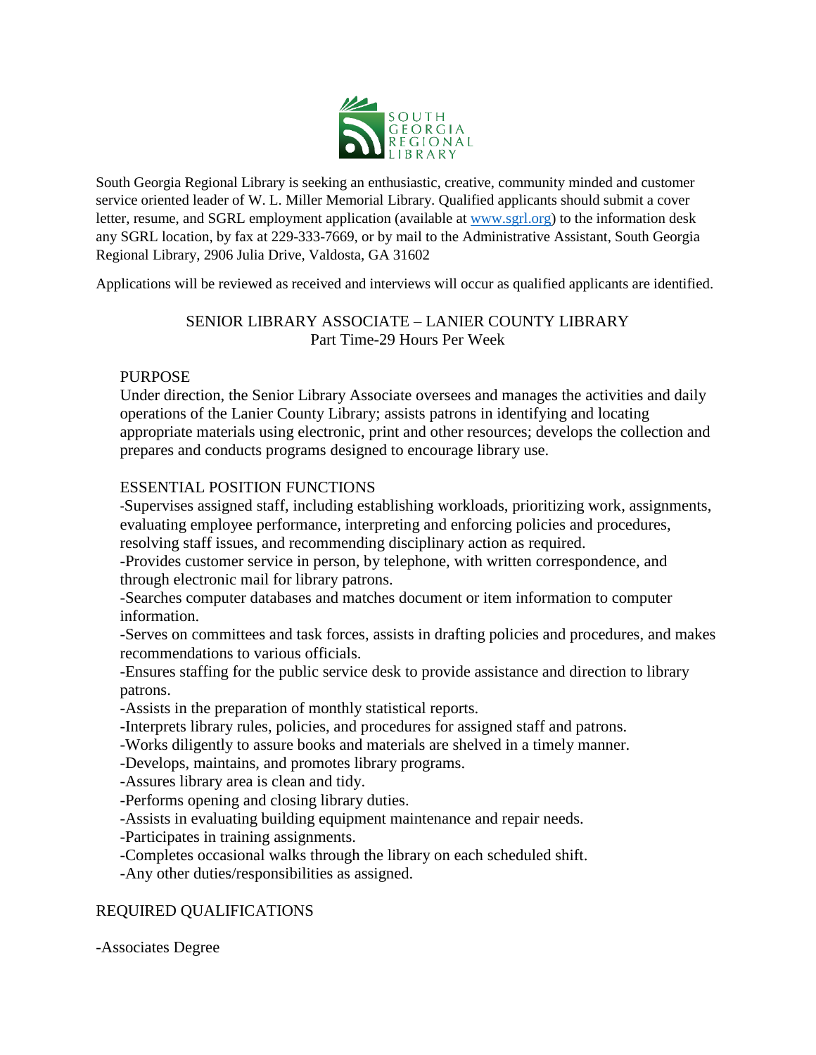SOUTH GEORGIA REGIONAL LIBRARY

South Georgia Regional Library is seeking an enthusiastic, creative, community minded and customer service oriented leader of W. L. Miller Memorial Library. Qualified applicants should submit a cover letter, resume, and SGRL employment application (available at [www.sgrl.org](http://www.sgrl.org)) to the information desk any SGRL location, by fax at 229-333-7669, or by mail to the Administrative Assistant, South Georgia Regional Library, 2906 Julia Drive, Valdosta, GA 31602

Applications will be reviewed as received and interviews will occur as qualified applicants are identified.

## SENIOR LIBRARY ASSOCIATE – LANIER COUNTY LIBRARY
Part Time-29 Hours Per Week

### PURPOSE

Under direction, the Senior Library Associate oversees and manages the activities and daily operations of the Lanier County Library; assists patrons in identifying and locating appropriate materials using electronic, print and other resources; develops the collection and prepares and conducts programs designed to encourage library use.

### ESSENTIAL POSITION FUNCTIONS

-Supervises assigned staff, including establishing workloads, prioritizing work, assignments, evaluating employee performance, interpreting and enforcing policies and procedures, resolving staff issues, and recommending disciplinary action as required.
-Provides customer service in person, by telephone, with written correspondence, and through electronic mail for library patrons.
-Searches computer databases and matches document or item information to computer information.
-Serves on committees and task forces, assists in drafting policies and procedures, and makes recommendations to various officials.
-Ensures staffing for the public service desk to provide assistance and direction to library patrons.
-Assists in the preparation of monthly statistical reports.
-Interprets library rules, policies, and procedures for assigned staff and patrons.
-Works diligently to assure books and materials are shelved in a timely manner.
-Develops, maintains, and promotes library programs.
-Assures library area is clean and tidy.
-Performs opening and closing library duties.
-Assists in evaluating building equipment maintenance and repair needs.
-Participates in training assignments.
-Completes occasional walks through the library on each scheduled shift.
-Any other duties/responsibilities as assigned.

### REQUIRED QUALIFICATIONS

-Associates Degree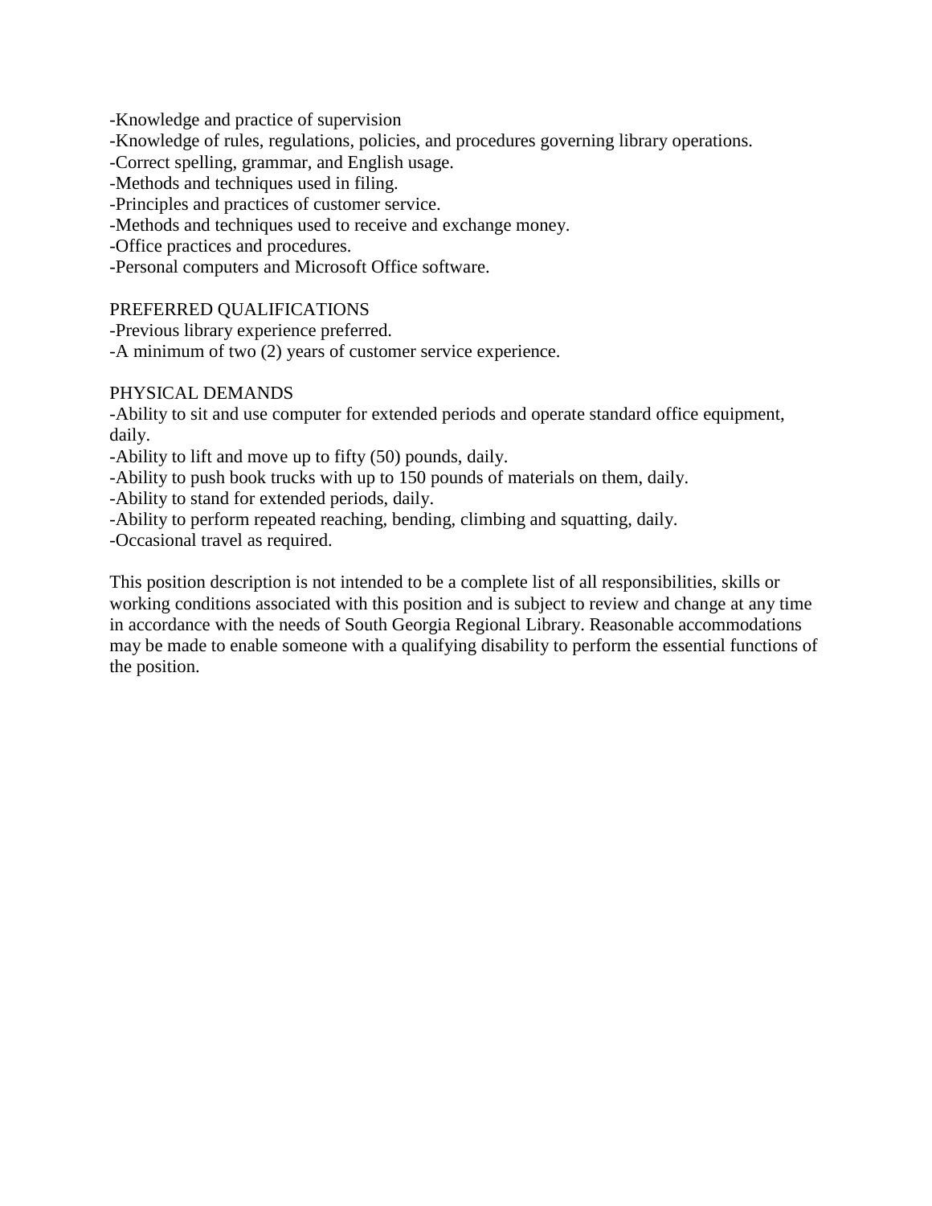-Knowledge and practice of supervision
-Knowledge of rules, regulations, policies, and procedures governing library operations.
-Correct spelling, grammar, and English usage.
-Methods and techniques used in filing.
-Principles and practices of customer service.
-Methods and techniques used to receive and exchange money.
-Office practices and procedures.
-Personal computers and Microsoft Office software.

PREFERRED QUALIFICATIONS
-Previous library experience preferred.
-A minimum of two (2) years of customer service experience.

PHYSICAL DEMANDS
-Ability to sit and use computer for extended periods and operate standard office equipment, daily.
-Ability to lift and move up to fifty (50) pounds, daily.
-Ability to push book trucks with up to 150 pounds of materials on them, daily.
-Ability to stand for extended periods, daily.
-Ability to perform repeated reaching, bending, climbing and squatting, daily.
-Occasional travel as required.

This position description is not intended to be a complete list of all responsibilities, skills or working conditions associated with this position and is subject to review and change at any time in accordance with the needs of South Georgia Regional Library. Reasonable accommodations may be made to enable someone with a qualifying disability to perform the essential functions of the position.